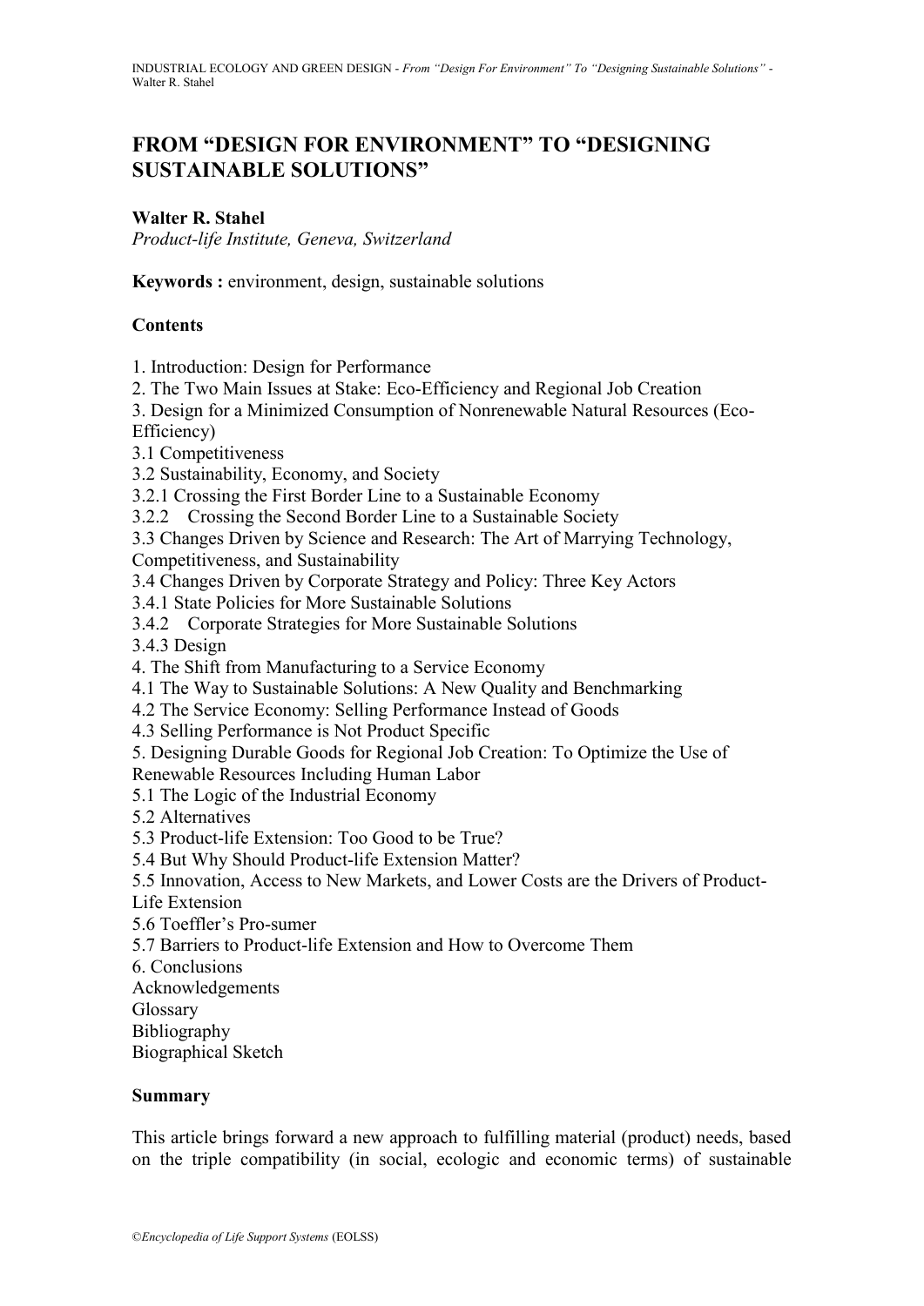# FROM "DESIGN FOR ENVIRONMENT" TO "DESIGNING SUSTAINABLE SOLUTIONS"

**Walter R. Stahel**

*Product-life Institute, Geneva, Switzerland*

**Keywords :** environment, design, sustainable solutions

**Contents**

1. Introduction: Design for Performance
2. The Two Main Issues at Stake: Eco-Efficiency and Regional Job Creation
3. Design for a Minimized Consumption of Nonrenewable Natural Resources (Eco-Efficiency)
3.1 Competitiveness
3.2 Sustainability, Economy, and Society
3.2.1 Crossing the First Border Line to a Sustainable Economy
3.2.2 Crossing the Second Border Line to a Sustainable Society
3.3 Changes Driven by Science and Research: The Art of Marrying Technology, Competitiveness, and Sustainability
3.4 Changes Driven by Corporate Strategy and Policy: Three Key Actors
3.4.1 State Policies for More Sustainable Solutions
3.4.2 Corporate Strategies for More Sustainable Solutions
3.4.3 Design
4. The Shift from Manufacturing to a Service Economy
4.1 The Way to Sustainable Solutions: A New Quality and Benchmarking
4.2 The Service Economy: Selling Performance Instead of Goods
4.3 Selling Performance is Not Product Specific
5. Designing Durable Goods for Regional Job Creation: To Optimize the Use of Renewable Resources Including Human Labor
5.1 The Logic of the Industrial Economy
5.2 Alternatives
5.3 Product-life Extension: Too Good to be True?
5.4 But Why Should Product-life Extension Matter?
5.5 Innovation, Access to New Markets, and Lower Costs are the Drivers of Product-Life Extension
5.6 Toeffler's Pro-sumer
5.7 Barriers to Product-life Extension and How to Overcome Them
6. Conclusions

Acknowledgements

Glossary

Bibliography

Biographical Sketch

**Summary**

This article brings forward a new approach to fulfilling material (product) needs, based on the triple compatibility (in social, ecologic and economic terms) of sustainable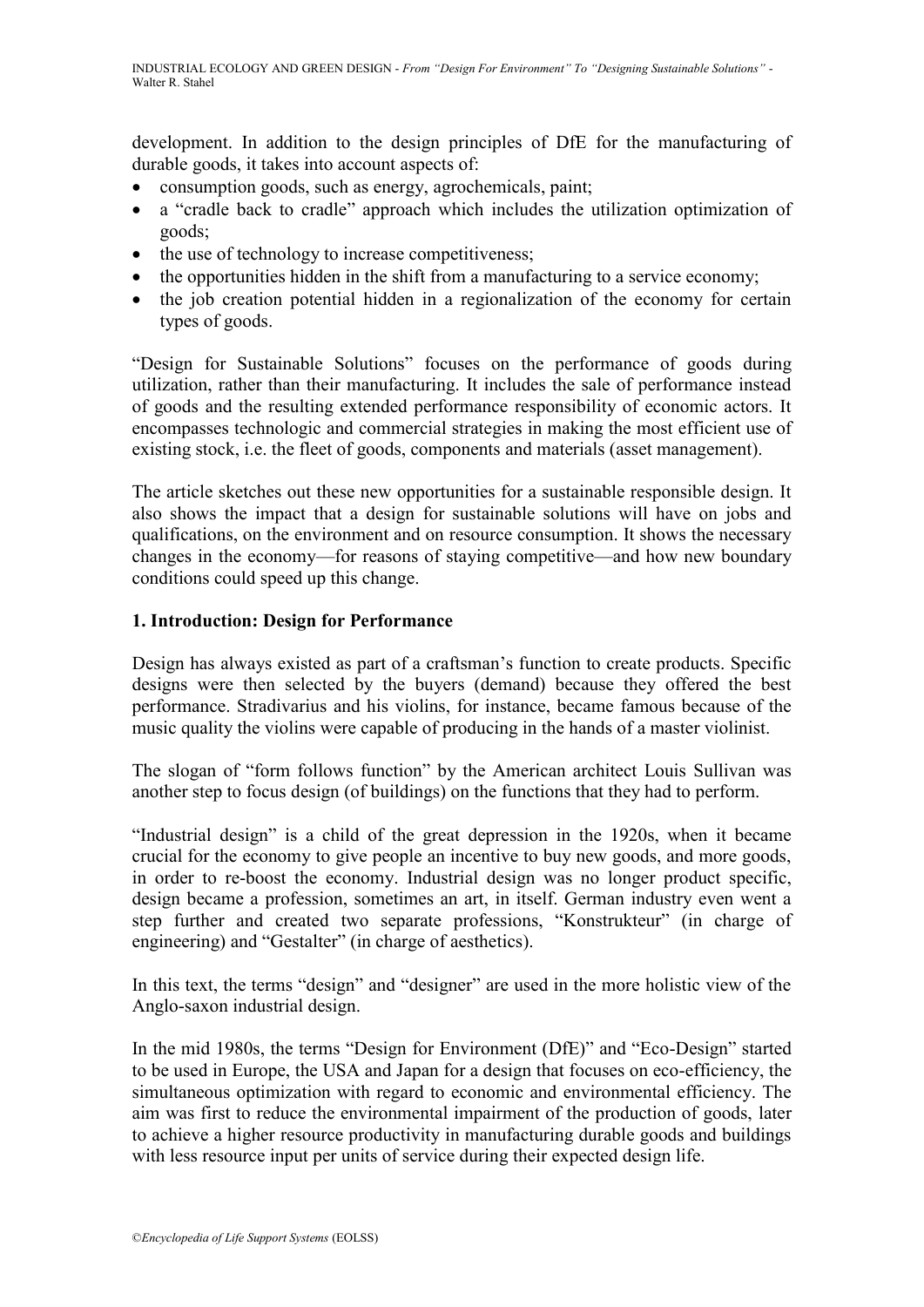development. In addition to the design principles of DfE for the manufacturing of durable goods, it takes into account aspects of:

- consumption goods, such as energy, agrochemicals, paint;
- a "cradle back to cradle" approach which includes the utilization optimization of goods;
- the use of technology to increase competitiveness;
- the opportunities hidden in the shift from a manufacturing to a service economy;
- the job creation potential hidden in a regionalization of the economy for certain types of goods.

"Design for Sustainable Solutions" focuses on the performance of goods during utilization, rather than their manufacturing. It includes the sale of performance instead of goods and the resulting extended performance responsibility of economic actors. It encompasses technologic and commercial strategies in making the most efficient use of existing stock, i.e. the fleet of goods, components and materials (asset management).

The article sketches out these new opportunities for a sustainable responsible design. It also shows the impact that a design for sustainable solutions will have on jobs and qualifications, on the environment and on resource consumption. It shows the necessary changes in the economy—for reasons of staying competitive—and how new boundary conditions could speed up this change.

## 1. Introduction: Design for Performance

Design has always existed as part of a craftsman's function to create products. Specific designs were then selected by the buyers (demand) because they offered the best performance. Stradivarius and his violins, for instance, became famous because of the music quality the violins were capable of producing in the hands of a master violinist.

The slogan of "form follows function" by the American architect Louis Sullivan was another step to focus design (of buildings) on the functions that they had to perform.

"Industrial design" is a child of the great depression in the 1920s, when it became crucial for the economy to give people an incentive to buy new goods, and more goods, in order to re-boost the economy. Industrial design was no longer product specific, design became a profession, sometimes an art, in itself. German industry even went a step further and created two separate professions, "Konstrukteur" (in charge of engineering) and "Gestalter" (in charge of aesthetics).

In this text, the terms "design" and "designer" are used in the more holistic view of the Anglo-saxon industrial design.

In the mid 1980s, the terms "Design for Environment (DfE)" and "Eco-Design" started to be used in Europe, the USA and Japan for a design that focuses on eco-efficiency, the simultaneous optimization with regard to economic and environmental efficiency. The aim was first to reduce the environmental impairment of the production of goods, later to achieve a higher resource productivity in manufacturing durable goods and buildings with less resource input per units of service during their expected design life.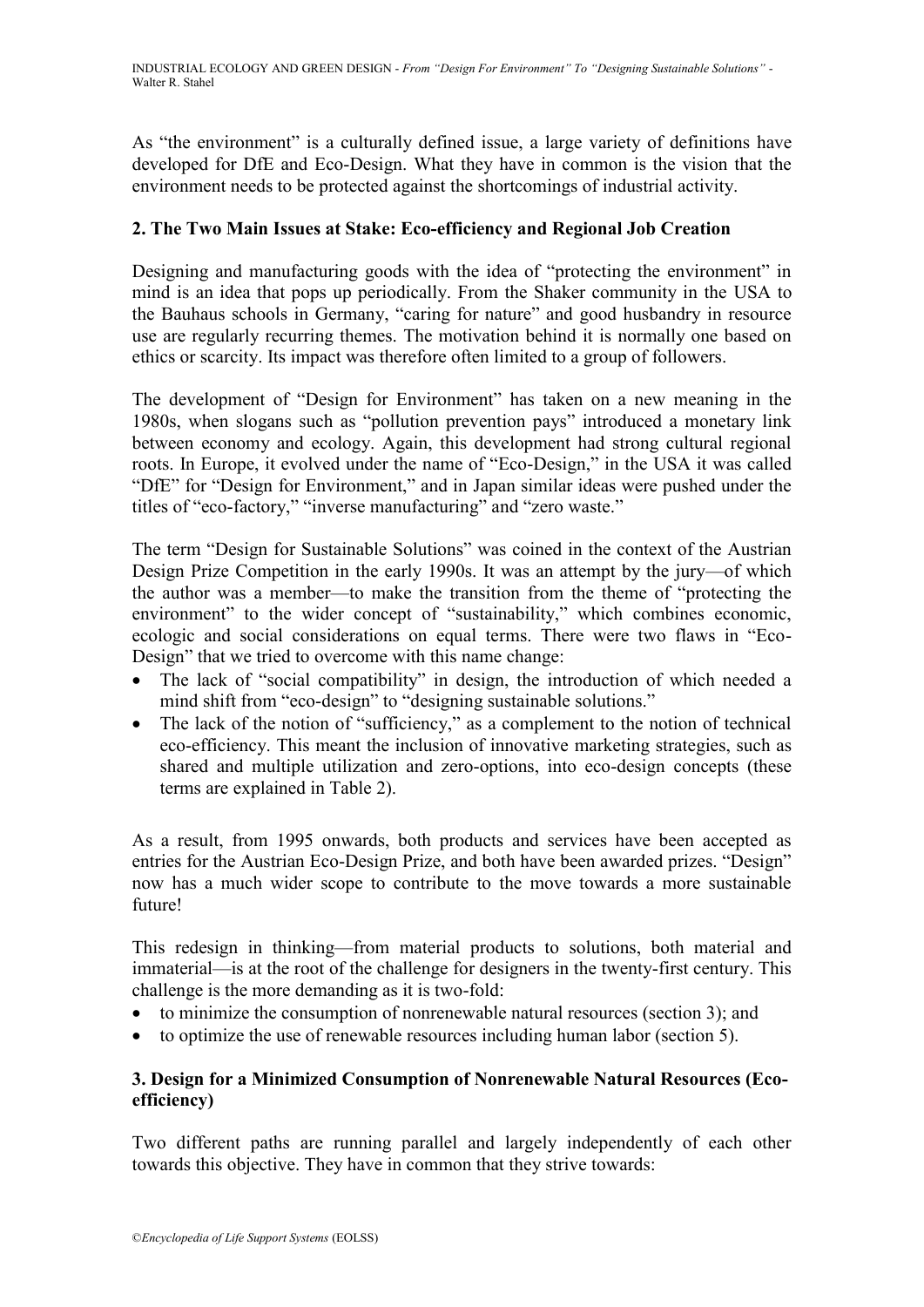As "the environment" is a culturally defined issue, a large variety of definitions have developed for DfE and Eco-Design. What they have in common is the vision that the environment needs to be protected against the shortcomings of industrial activity.

## 2. The Two Main Issues at Stake: Eco-efficiency and Regional Job Creation

Designing and manufacturing goods with the idea of "protecting the environment" in mind is an idea that pops up periodically. From the Shaker community in the USA to the Bauhaus schools in Germany, "caring for nature" and good husbandry in resource use are regularly recurring themes. The motivation behind it is normally one based on ethics or scarcity. Its impact was therefore often limited to a group of followers.

The development of "Design for Environment" has taken on a new meaning in the 1980s, when slogans such as "pollution prevention pays" introduced a monetary link between economy and ecology. Again, this development had strong cultural regional roots. In Europe, it evolved under the name of "Eco-Design," in the USA it was called "DfE" for "Design for Environment," and in Japan similar ideas were pushed under the titles of "eco-factory," "inverse manufacturing" and "zero waste."

The term "Design for Sustainable Solutions" was coined in the context of the Austrian Design Prize Competition in the early 1990s. It was an attempt by the jury—of which the author was a member—to make the transition from the theme of "protecting the environment" to the wider concept of "sustainability," which combines economic, ecologic and social considerations on equal terms. There were two flaws in "Eco-Design" that we tried to overcome with this name change:

- The lack of "social compatibility" in design, the introduction of which needed a mind shift from "eco-design" to "designing sustainable solutions."
- The lack of the notion of "sufficiency," as a complement to the notion of technical eco-efficiency. This meant the inclusion of innovative marketing strategies, such as shared and multiple utilization and zero-options, into eco-design concepts (these terms are explained in Table 2).

As a result, from 1995 onwards, both products and services have been accepted as entries for the Austrian Eco-Design Prize, and both have been awarded prizes. "Design" now has a much wider scope to contribute to the move towards a more sustainable future!

This redesign in thinking—from material products to solutions, both material and immaterial—is at the root of the challenge for designers in the twenty-first century. This challenge is the more demanding as it is two-fold:

- to minimize the consumption of nonrenewable natural resources (section 3); and
- to optimize the use of renewable resources including human labor (section 5).

## 3. Design for a Minimized Consumption of Nonrenewable Natural Resources (Eco-efficiency)

Two different paths are running parallel and largely independently of each other towards this objective. They have in common that they strive towards: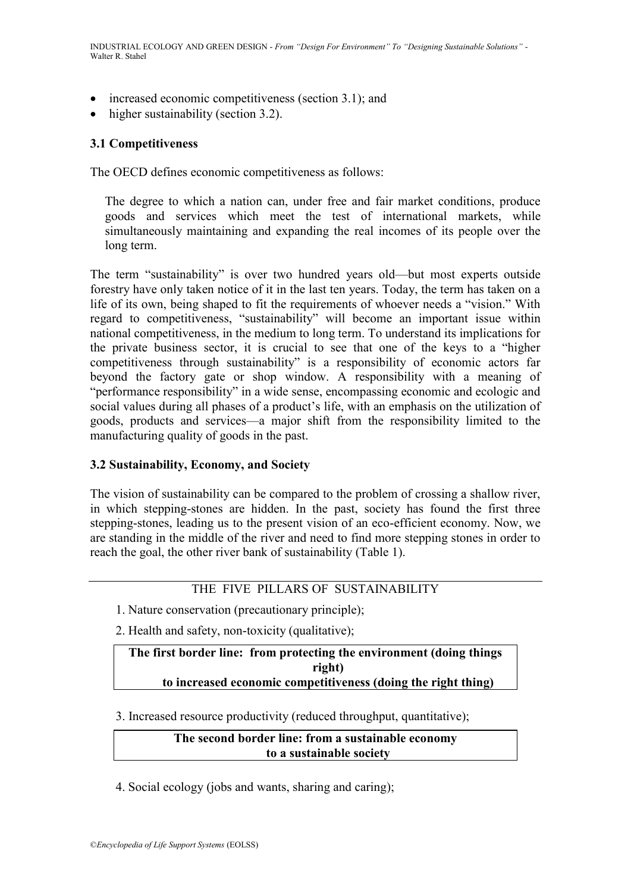- increased economic competitiveness (section 3.1); and
- higher sustainability (section 3.2).

### 3.1 Competitiveness

The OECD defines economic competitiveness as follows:

> The degree to which a nation can, under free and fair market conditions, produce goods and services which meet the test of international markets, while simultaneously maintaining and expanding the real incomes of its people over the long term.

The term "sustainability" is over two hundred years old—but most experts outside forestry have only taken notice of it in the last ten years. Today, the term has taken on a life of its own, being shaped to fit the requirements of whoever needs a "vision." With regard to competitiveness, "sustainability" will become an important issue within national competitiveness, in the medium to long term. To understand its implications for the private business sector, it is crucial to see that one of the keys to a "higher competitiveness through sustainability" is a responsibility of economic actors far beyond the factory gate or shop window. A responsibility with a meaning of "performance responsibility" in a wide sense, encompassing economic and ecologic and social values during all phases of a product's life, with an emphasis on the utilization of goods, products and services—a major shift from the responsibility limited to the manufacturing quality of goods in the past.

### 3.2 Sustainability, Economy, and Society

The vision of sustainability can be compared to the problem of crossing a shallow river, in which stepping-stones are hidden. In the past, society has found the first three stepping-stones, leading us to the present vision of an eco-efficient economy. Now, we are standing in the middle of the river and need to find more stepping stones in order to reach the goal, the other river bank of sustainability (Table 1).

THE FIVE PILLARS OF SUSTAINABILITY

1. Nature conservation (precautionary principle);
2. Health and safety, non-toxicity (qualitative);

**The first border line: from protecting the environment (doing things right) to increased economic competitiveness (doing the right thing)**

3. Increased resource productivity (reduced throughput, quantitative);

**The second border line: from a sustainable economy to a sustainable society**

4. Social ecology (jobs and wants, sharing and caring);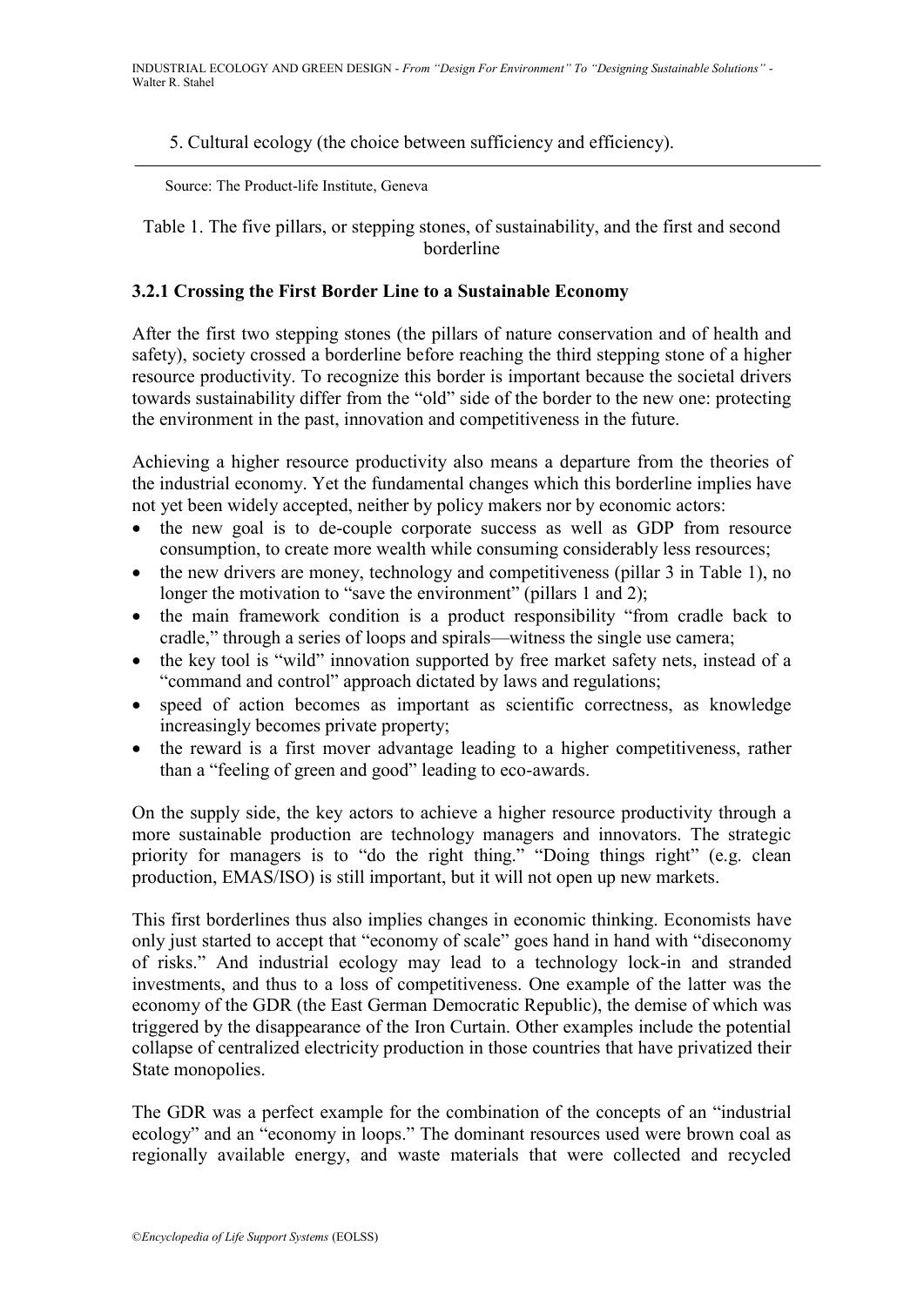5. Cultural ecology (the choice between sufficiency and efficiency).

Source: The Product-life Institute, Geneva

Table 1. The five pillars, or stepping stones, of sustainability, and the first and second borderline

### 3.2.1 Crossing the First Border Line to a Sustainable Economy

After the first two stepping stones (the pillars of nature conservation and of health and safety), society crossed a borderline before reaching the third stepping stone of a higher resource productivity. To recognize this border is important because the societal drivers towards sustainability differ from the "old" side of the border to the new one: protecting the environment in the past, innovation and competitiveness in the future.

Achieving a higher resource productivity also means a departure from the theories of the industrial economy. Yet the fundamental changes which this borderline implies have not yet been widely accepted, neither by policy makers nor by economic actors:

- the new goal is to de-couple corporate success as well as GDP from resource consumption, to create more wealth while consuming considerably less resources;
- the new drivers are money, technology and competitiveness (pillar 3 in Table 1), no longer the motivation to "save the environment" (pillars 1 and 2);
- the main framework condition is a product responsibility "from cradle back to cradle," through a series of loops and spirals—witness the single use camera;
- the key tool is "wild" innovation supported by free market safety nets, instead of a "command and control" approach dictated by laws and regulations;
- speed of action becomes as important as scientific correctness, as knowledge increasingly becomes private property;
- the reward is a first mover advantage leading to a higher competitiveness, rather than a "feeling of green and good" leading to eco-awards.

On the supply side, the key actors to achieve a higher resource productivity through a more sustainable production are technology managers and innovators. The strategic priority for managers is to "do the right thing." "Doing things right" (e.g. clean production, EMAS/ISO) is still important, but it will not open up new markets.

This first borderlines thus also implies changes in economic thinking. Economists have only just started to accept that "economy of scale" goes hand in hand with "diseconomy of risks." And industrial ecology may lead to a technology lock-in and stranded investments, and thus to a loss of competitiveness. One example of the latter was the economy of the GDR (the East German Democratic Republic), the demise of which was triggered by the disappearance of the Iron Curtain. Other examples include the potential collapse of centralized electricity production in those countries that have privatized their State monopolies.

The GDR was a perfect example for the combination of the concepts of an "industrial ecology" and an "economy in loops." The dominant resources used were brown coal as regionally available energy, and waste materials that were collected and recycled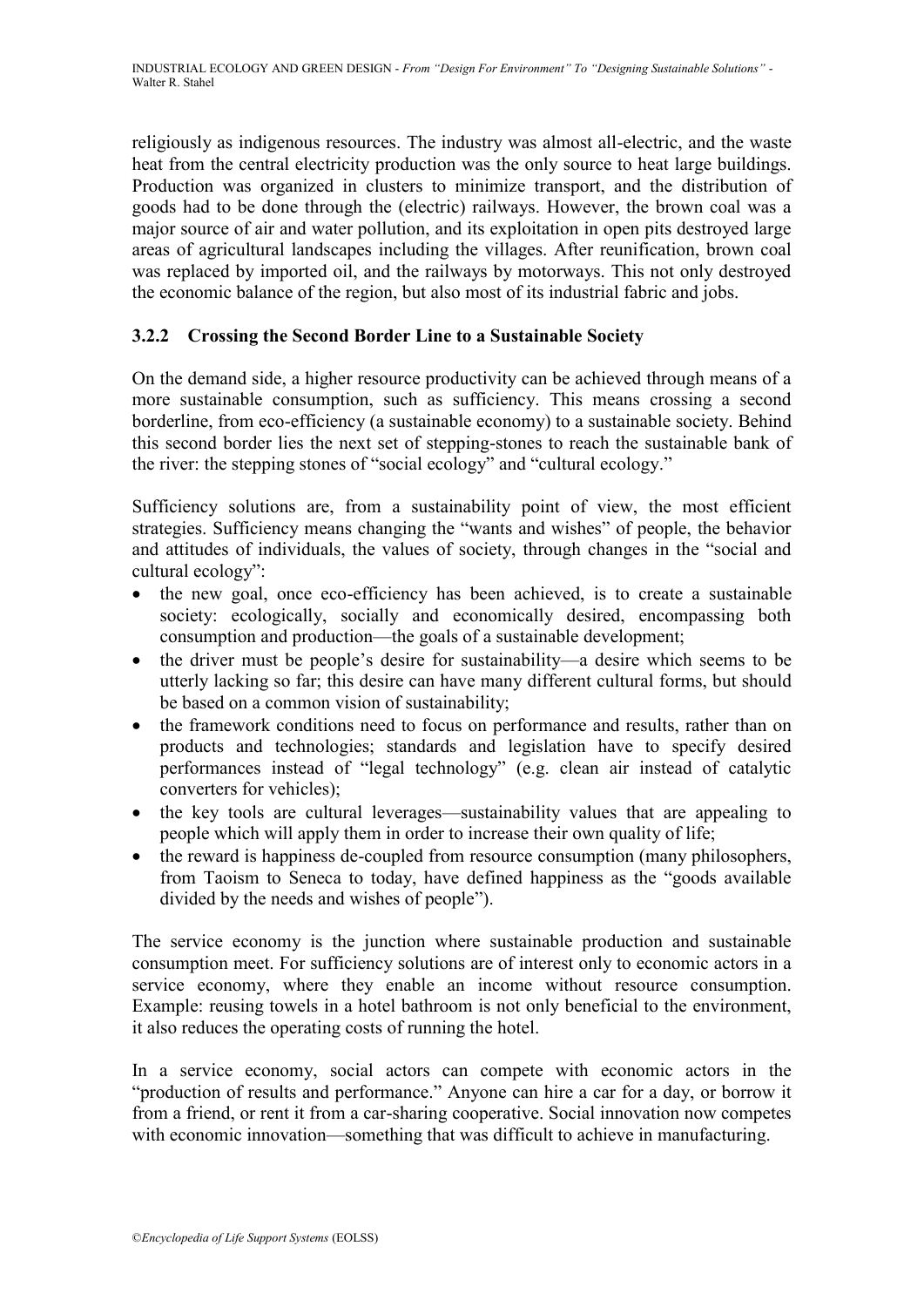religiously as indigenous resources. The industry was almost all-electric, and the waste heat from the central electricity production was the only source to heat large buildings. Production was organized in clusters to minimize transport, and the distribution of goods had to be done through the (electric) railways. However, the brown coal was a major source of air and water pollution, and its exploitation in open pits destroyed large areas of agricultural landscapes including the villages. After reunification, brown coal was replaced by imported oil, and the railways by motorways. This not only destroyed the economic balance of the region, but also most of its industrial fabric and jobs.

### 3.2.2 Crossing the Second Border Line to a Sustainable Society

On the demand side, a higher resource productivity can be achieved through means of a more sustainable consumption, such as sufficiency. This means crossing a second borderline, from eco-efficiency (a sustainable economy) to a sustainable society. Behind this second border lies the next set of stepping-stones to reach the sustainable bank of the river: the stepping stones of "social ecology" and "cultural ecology."

Sufficiency solutions are, from a sustainability point of view, the most efficient strategies. Sufficiency means changing the "wants and wishes" of people, the behavior and attitudes of individuals, the values of society, through changes in the "social and cultural ecology":

- the new goal, once eco-efficiency has been achieved, is to create a sustainable society: ecologically, socially and economically desired, encompassing both consumption and production—the goals of a sustainable development;
- the driver must be people's desire for sustainability—a desire which seems to be utterly lacking so far; this desire can have many different cultural forms, but should be based on a common vision of sustainability;
- the framework conditions need to focus on performance and results, rather than on products and technologies; standards and legislation have to specify desired performances instead of "legal technology" (e.g. clean air instead of catalytic converters for vehicles);
- the key tools are cultural leverages—sustainability values that are appealing to people which will apply them in order to increase their own quality of life;
- the reward is happiness de-coupled from resource consumption (many philosophers, from Taoism to Seneca to today, have defined happiness as the "goods available divided by the needs and wishes of people").

The service economy is the junction where sustainable production and sustainable consumption meet. For sufficiency solutions are of interest only to economic actors in a service economy, where they enable an income without resource consumption. Example: reusing towels in a hotel bathroom is not only beneficial to the environment, it also reduces the operating costs of running the hotel.

In a service economy, social actors can compete with economic actors in the "production of results and performance." Anyone can hire a car for a day, or borrow it from a friend, or rent it from a car-sharing cooperative. Social innovation now competes with economic innovation—something that was difficult to achieve in manufacturing.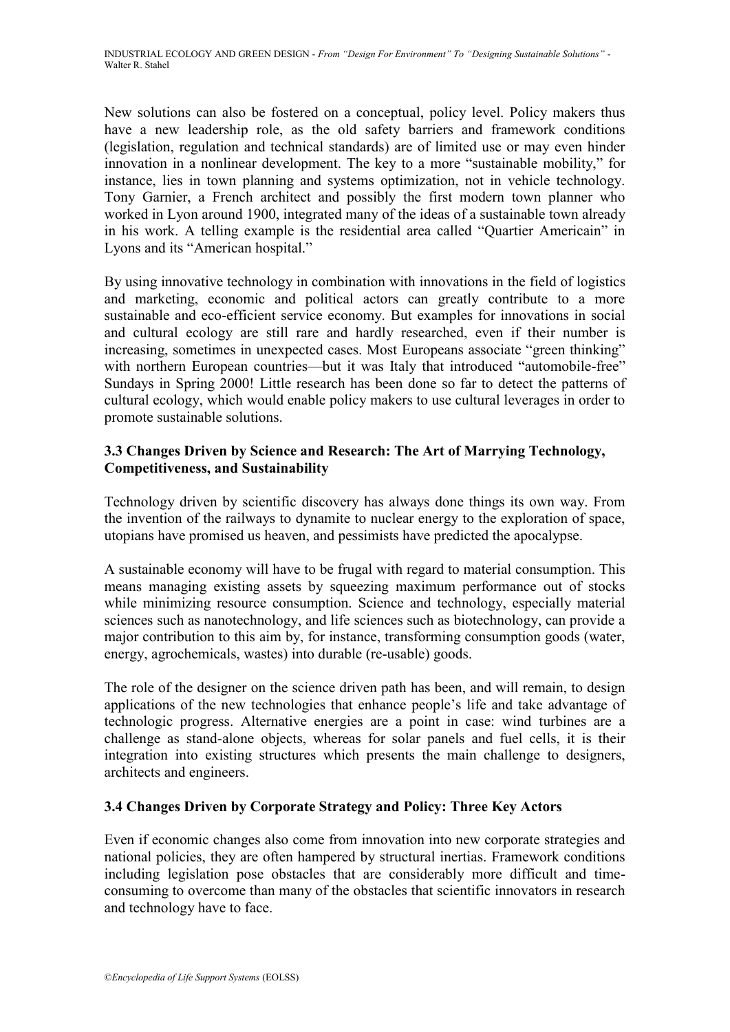New solutions can also be fostered on a conceptual, policy level. Policy makers thus have a new leadership role, as the old safety barriers and framework conditions (legislation, regulation and technical standards) are of limited use or may even hinder innovation in a nonlinear development. The key to a more "sustainable mobility," for instance, lies in town planning and systems optimization, not in vehicle technology. Tony Garnier, a French architect and possibly the first modern town planner who worked in Lyon around 1900, integrated many of the ideas of a sustainable town already in his work. A telling example is the residential area called "Quartier Americain" in Lyons and its "American hospital."

By using innovative technology in combination with innovations in the field of logistics and marketing, economic and political actors can greatly contribute to a more sustainable and eco-efficient service economy. But examples for innovations in social and cultural ecology are still rare and hardly researched, even if their number is increasing, sometimes in unexpected cases. Most Europeans associate "green thinking" with northern European countries—but it was Italy that introduced "automobile-free" Sundays in Spring 2000! Little research has been done so far to detect the patterns of cultural ecology, which would enable policy makers to use cultural leverages in order to promote sustainable solutions.

### 3.3 Changes Driven by Science and Research: The Art of Marrying Technology, Competitiveness, and Sustainability

Technology driven by scientific discovery has always done things its own way. From the invention of the railways to dynamite to nuclear energy to the exploration of space, utopians have promised us heaven, and pessimists have predicted the apocalypse.

A sustainable economy will have to be frugal with regard to material consumption. This means managing existing assets by squeezing maximum performance out of stocks while minimizing resource consumption. Science and technology, especially material sciences such as nanotechnology, and life sciences such as biotechnology, can provide a major contribution to this aim by, for instance, transforming consumption goods (water, energy, agrochemicals, wastes) into durable (re-usable) goods.

The role of the designer on the science driven path has been, and will remain, to design applications of the new technologies that enhance people's life and take advantage of technologic progress. Alternative energies are a point in case: wind turbines are a challenge as stand-alone objects, whereas for solar panels and fuel cells, it is their integration into existing structures which presents the main challenge to designers, architects and engineers.

### 3.4 Changes Driven by Corporate Strategy and Policy: Three Key Actors

Even if economic changes also come from innovation into new corporate strategies and national policies, they are often hampered by structural inertias. Framework conditions including legislation pose obstacles that are considerably more difficult and time-consuming to overcome than many of the obstacles that scientific innovators in research and technology have to face.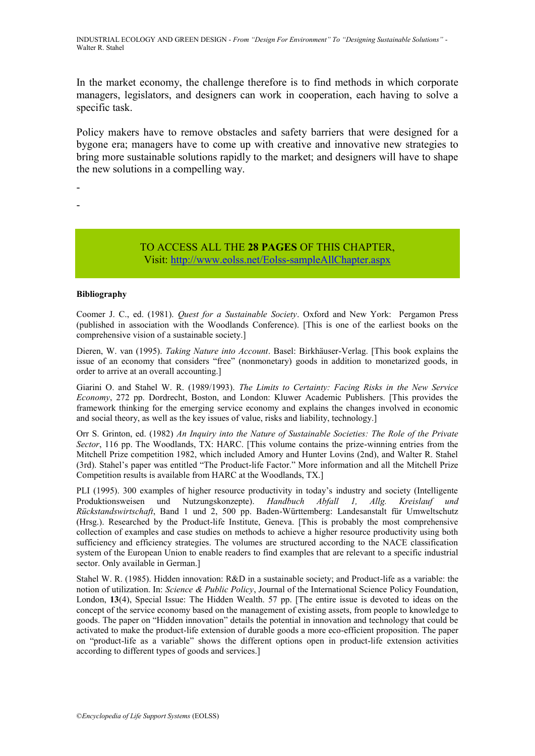In the market economy, the challenge therefore is to find methods in which corporate managers, legislators, and designers can work in cooperation, each having to solve a specific task.

Policy makers have to remove obstacles and safety barriers that were designed for a bygone era; managers have to come up with creative and innovative new strategies to bring more sustainable solutions rapidly to the market; and designers will have to shape the new solutions in a compelling way.

-

-

TO ACCESS ALL THE **28 PAGES** OF THIS CHAPTER,
Visit: http://www.eolss.net/Eolss-sampleAllChapter.aspx

**Bibliography**

Coomer J. C., ed. (1981). *Quest for a Sustainable Society*. Oxford and New York: Pergamon Press (published in association with the Woodlands Conference). [This is one of the earliest books on the comprehensive vision of a sustainable society.]

Dieren, W. van (1995). *Taking Nature into Account*. Basel: Birkhäuser-Verlag. [This book explains the issue of an economy that considers "free" (nonmonetary) goods in addition to monetarized goods, in order to arrive at an overall accounting.]

Giarini O. and Stahel W. R. (1989/1993). *The Limits to Certainty: Facing Risks in the New Service Economy*, 272 pp. Dordrecht, Boston, and London: Kluwer Academic Publishers. [This provides the framework thinking for the emerging service economy and explains the changes involved in economic and social theory, as well as the key issues of value, risks and liability, technology.]

Orr S. Grinton, ed. (1982) *An Inquiry into the Nature of Sustainable Societies: The Role of the Private Sector*, 116 pp. The Woodlands, TX: HARC. [This volume contains the prize-winning entries from the Mitchell Prize competition 1982, which included Amory and Hunter Lovins (2nd), and Walter R. Stahel (3rd). Stahel's paper was entitled "The Product-life Factor." More information and all the Mitchell Prize Competition results is available from HARC at the Woodlands, TX.]

PLI (1995). 300 examples of higher resource productivity in today's industry and society (Intelligente Produktionsweisen und Nutzungskonzepte). *Handbuch Abfall 1, Allg. Kreislauf und Rückstandswirtschaft*, Band 1 und 2, 500 pp. Baden-Württemberg: Landesanstalt für Umweltschutz (Hrsg.). Researched by the Product-life Institute, Geneva. [This is probably the most comprehensive collection of examples and case studies on methods to achieve a higher resource productivity using both sufficiency and efficiency strategies. The volumes are structured according to the NACE classification system of the European Union to enable readers to find examples that are relevant to a specific industrial sector. Only available in German.]

Stahel W. R. (1985). Hidden innovation: R&D in a sustainable society; and Product-life as a variable: the notion of utilization. In: *Science & Public Policy*, Journal of the International Science Policy Foundation, London, **13**(4), Special Issue: The Hidden Wealth. 57 pp. [The entire issue is devoted to ideas on the concept of the service economy based on the management of existing assets, from people to knowledge to goods. The paper on "Hidden innovation" details the potential in innovation and technology that could be activated to make the product-life extension of durable goods a more eco-efficient proposition. The paper on "product-life as a variable" shows the different options open in product-life extension activities according to different types of goods and services.]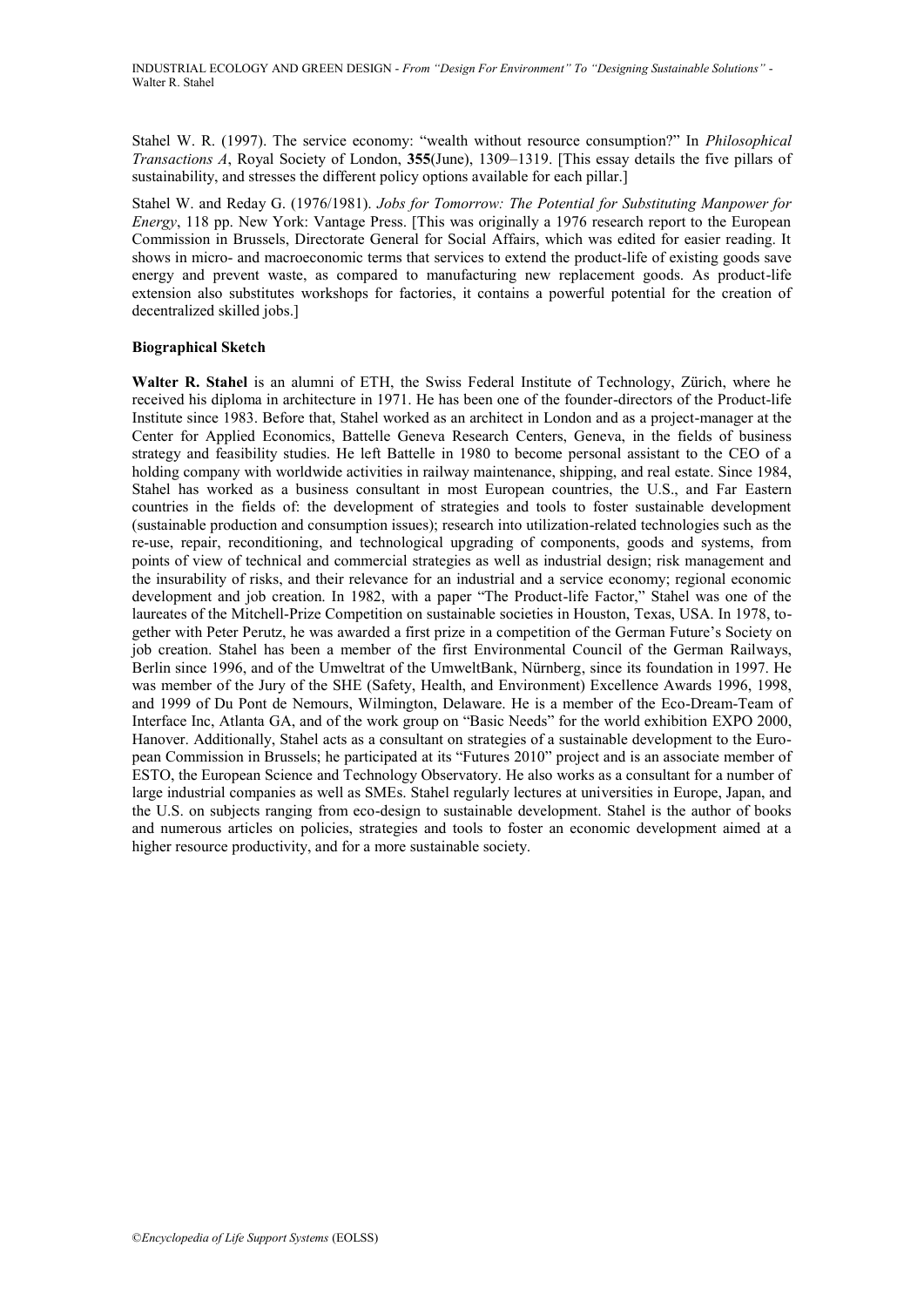Stahel W. R. (1997). The service economy: "wealth without resource consumption?" In *Philosophical Transactions A*, Royal Society of London, **355**(June), 1309–1319. [This essay details the five pillars of sustainability, and stresses the different policy options available for each pillar.]

Stahel W. and Reday G. (1976/1981). *Jobs for Tomorrow: The Potential for Substituting Manpower for Energy*, 118 pp. New York: Vantage Press. [This was originally a 1976 research report to the European Commission in Brussels, Directorate General for Social Affairs, which was edited for easier reading. It shows in micro- and macroeconomic terms that services to extend the product-life of existing goods save energy and prevent waste, as compared to manufacturing new replacement goods. As product-life extension also substitutes workshops for factories, it contains a powerful potential for the creation of decentralized skilled jobs.]

### Biographical Sketch

**Walter R. Stahel** is an alumni of ETH, the Swiss Federal Institute of Technology, Zürich, where he received his diploma in architecture in 1971. He has been one of the founder-directors of the Product-life Institute since 1983. Before that, Stahel worked as an architect in London and as a project-manager at the Center for Applied Economics, Battelle Geneva Research Centers, Geneva, in the fields of business strategy and feasibility studies. He left Battelle in 1980 to become personal assistant to the CEO of a holding company with worldwide activities in railway maintenance, shipping, and real estate. Since 1984, Stahel has worked as a business consultant in most European countries, the U.S., and Far Eastern countries in the fields of: the development of strategies and tools to foster sustainable development (sustainable production and consumption issues); research into utilization-related technologies such as the re-use, repair, reconditioning, and technological upgrading of components, goods and systems, from points of view of technical and commercial strategies as well as industrial design; risk management and the insurability of risks, and their relevance for an industrial and a service economy; regional economic development and job creation. In 1982, with a paper "The Product-life Factor," Stahel was one of the laureates of the Mitchell-Prize Competition on sustainable societies in Houston, Texas, USA. In 1978, together with Peter Perutz, he was awarded a first prize in a competition of the German Future's Society on job creation. Stahel has been a member of the first Environmental Council of the German Railways, Berlin since 1996, and of the Umweltrat of the UmweltBank, Nürnberg, since its foundation in 1997. He was member of the Jury of the SHE (Safety, Health, and Environment) Excellence Awards 1996, 1998, and 1999 of Du Pont de Nemours, Wilmington, Delaware. He is a member of the Eco-Dream-Team of Interface Inc, Atlanta GA, and of the work group on "Basic Needs" for the world exhibition EXPO 2000, Hanover. Additionally, Stahel acts as a consultant on strategies of a sustainable development to the European Commission in Brussels; he participated at its "Futures 2010" project and is an associate member of ESTO, the European Science and Technology Observatory. He also works as a consultant for a number of large industrial companies as well as SMEs. Stahel regularly lectures at universities in Europe, Japan, and the U.S. on subjects ranging from eco-design to sustainable development. Stahel is the author of books and numerous articles on policies, strategies and tools to foster an economic development aimed at a higher resource productivity, and for a more sustainable society.